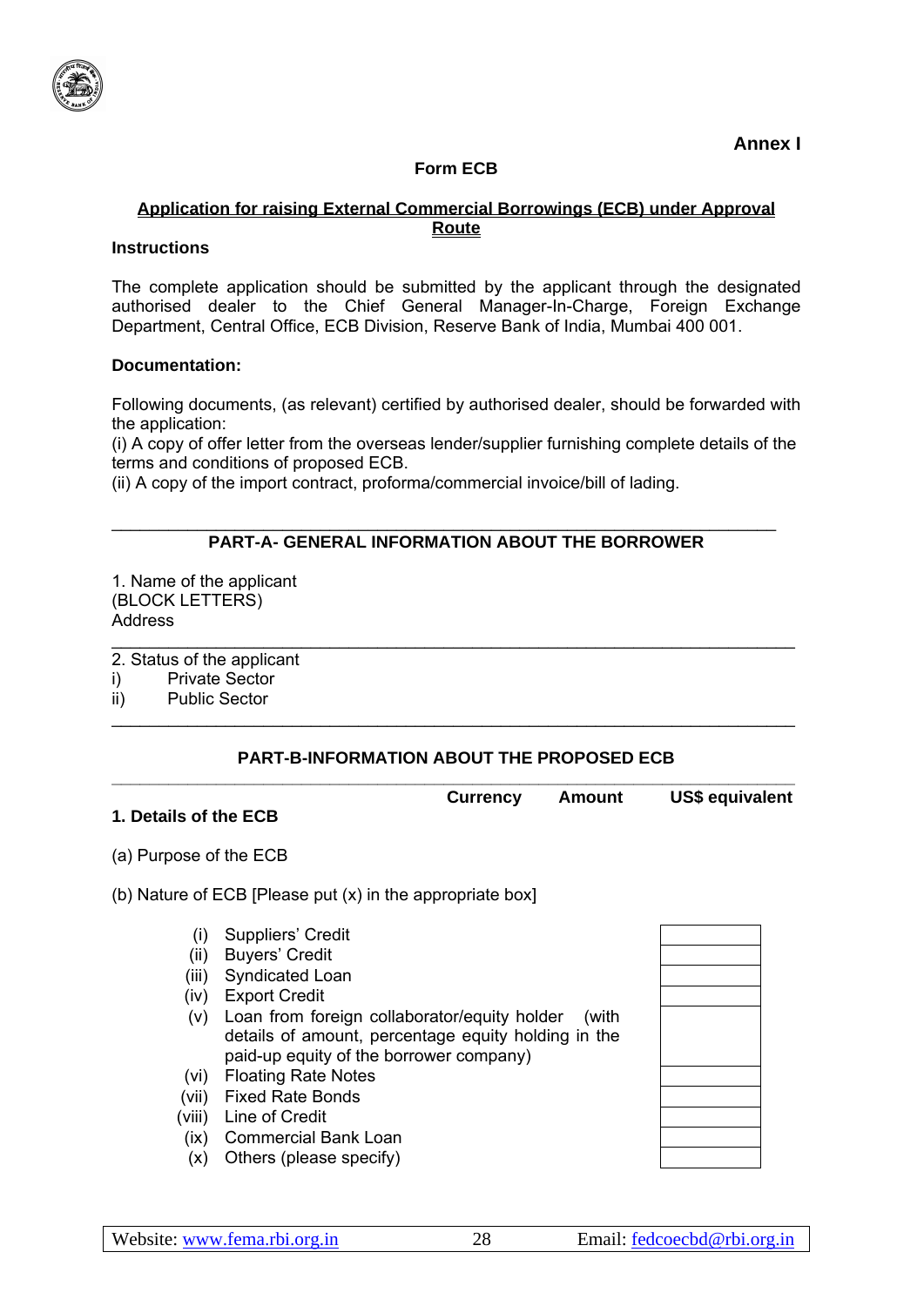**Annex I**

**Form ECB**

**Application for raising External Commercial Borrowings (ECB) under Approval Route**

**Instructions**

The complete application should be submitted by the applicant through the designated authorised dealer to the Chief General Manager-In-Charge, Foreign Exchange Department, Central Office, ECB Division, Reserve Bank of India, Mumbai 400 001.

**Documentation:**

Following documents, (as relevant) certified by authorised dealer, should be forwarded with the application:
(i) A copy of offer letter from the overseas lender/supplier furnishing complete details of the terms and conditions of proposed ECB.
(ii) A copy of the import contract, proforma/commercial invoice/bill of lading.

---

**PART-A- GENERAL INFORMATION ABOUT THE BORROWER**

1. Name of the applicant
(BLOCK LETTERS)
Address

---

2. Status of the applicant
i) Private Sector
ii) Public Sector

---

**PART-B-INFORMATION ABOUT THE PROPOSED ECB**

---

| | **Currency** | **Amount** | **US$ equivalent** |
|---|---|---|---|
| **1. Details of the ECB** | | | |

(a) Purpose of the ECB

(b) Nature of ECB [Please put (x) in the appropriate box]

| | | |
|---|---|---|
| (i) | Suppliers' Credit | |
| (ii) | Buyers' Credit | |
| (iii) | Syndicated Loan | |
| (iv) | Export Credit | |
| (v) | Loan from foreign collaborator/equity holder (with details of amount, percentage equity holding in the paid-up equity of the borrower company) | |
| (vi) | Floating Rate Notes | |
| (vii) | Fixed Rate Bonds | |
| (viii) | Line of Credit | |
| (ix) | Commercial Bank Loan | |
| (x) | Others (please specify) | |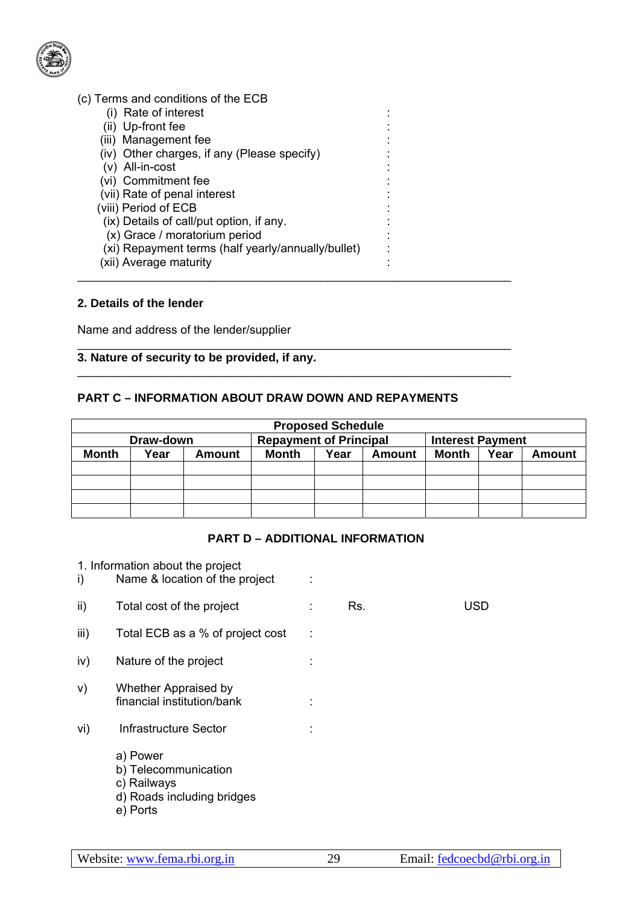(c) Terms and conditions of the ECB

- (i) Rate of interest :
- (ii) Up-front fee :
- (iii) Management fee :
- (iv) Other charges, if any (Please specify) :
- (v) All-in-cost :
- (vi) Commitment fee :
- (vii) Rate of penal interest :
- (viii) Period of ECB :
- (ix) Details of call/put option, if any. :
- (x) Grace / moratorium period :
- (xi) Repayment terms (half yearly/annually/bullet) :
- (xii) Average maturity :

---

**2. Details of the lender**

Name and address of the lender/supplier

---

**3. Nature of security to be provided, if any.**

---

**PART C – INFORMATION ABOUT DRAW DOWN AND REPAYMENTS**

| Proposed Schedule | | | | | | | | |
|---|---|---|---|---|---|---|---|---|
| Draw-down | | | Repayment of Principal | | | Interest Payment | | |
| Month | Year | Amount | Month | Year | Amount | Month | Year | Amount |
| | | | | | | | | |
| | | | | | | | | |
| | | | | | | | | |
| | | | | | | | | |

**PART D – ADDITIONAL INFORMATION**

1. Information about the project

- i) Name & location of the project :
- ii) Total cost of the project : Rs. USD
- iii) Total ECB as a % of project cost :
- iv) Nature of the project :
- v) Whether Appraised by financial institution/bank :
- vi) Infrastructure Sector :

  a) Power
  b) Telecommunication
  c) Railways
  d) Roads including bridges
  e) Ports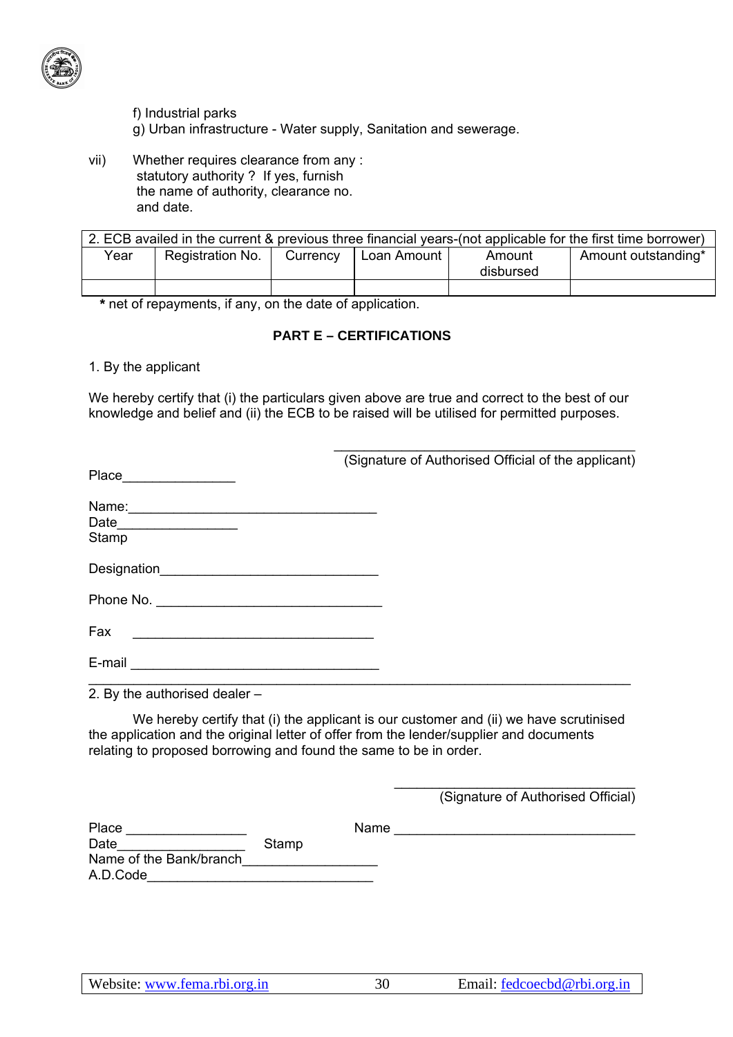f) Industrial parks
g) Urban infrastructure - Water supply, Sanitation and sewerage.

vii) Whether requires clearance from any statutory authority ? If yes, furnish the name of authority, clearance no. and date. :

| 2. ECB availed in the current & previous three financial years-(not applicable for the first time borrower) | | | | | |
|---|---|---|---|---|---|
| Year | Registration No. | Currency | Loan Amount | Amount disbursed | Amount outstanding* |
| | | | | | |

**\*** net of repayments, if any, on the date of application.

**PART E – CERTIFICATIONS**

1. By the applicant

We hereby certify that (i) the particulars given above are true and correct to the best of our knowledge and belief and (ii) the ECB to be raised will be utilised for permitted purposes.

\_\_\_\_\_\_\_\_\_\_\_\_\_\_\_\_\_\_\_\_\_\_\_\_\_\_\_\_\_\_\_\_\_\_\_\_\_\_\_
(Signature of Authorised Official of the applicant)

Place\_\_\_\_\_\_\_\_\_\_\_\_\_\_\_

Name:\_\_\_\_\_\_\_\_\_\_\_\_\_\_\_\_\_\_\_\_\_\_\_\_\_\_\_\_\_\_\_\_\_
Date\_\_\_\_\_\_\_\_\_\_\_\_\_\_\_\_
Stamp

Designation\_\_\_\_\_\_\_\_\_\_\_\_\_\_\_\_\_\_\_\_\_\_\_\_\_\_\_\_\_

Phone No. \_\_\_\_\_\_\_\_\_\_\_\_\_\_\_\_\_\_\_\_\_\_\_\_\_\_\_\_\_\_

Fax \_\_\_\_\_\_\_\_\_\_\_\_\_\_\_\_\_\_\_\_\_\_\_\_\_\_\_\_\_\_\_\_\_

E-mail \_\_\_\_\_\_\_\_\_\_\_\_\_\_\_\_\_\_\_\_\_\_\_\_\_\_\_\_\_\_\_\_\_

2. By the authorised dealer –

We hereby certify that (i) the applicant is our customer and (ii) we have scrutinised the application and the original letter of offer from the lender/supplier and documents relating to proposed borrowing and found the same to be in order.

\_\_\_\_\_\_\_\_\_\_\_\_\_\_\_\_\_\_\_\_\_\_\_\_\_\_\_\_\_\_\_\_\_
(Signature of Authorised Official)

Place \_\_\_\_\_\_\_\_\_\_\_\_\_\_\_\_ Name \_\_\_\_\_\_\_\_\_\_\_\_\_\_\_\_\_\_\_\_\_\_\_\_\_\_\_\_\_\_\_\_\_
Date\_\_\_\_\_\_\_\_\_\_\_\_\_\_\_\_\_ Stamp
Name of the Bank/branch\_\_\_\_\_\_\_\_\_\_\_\_\_\_\_\_\_\_
A.D.Code\_\_\_\_\_\_\_\_\_\_\_\_\_\_\_\_\_\_\_\_\_\_\_\_\_\_\_\_\_\_